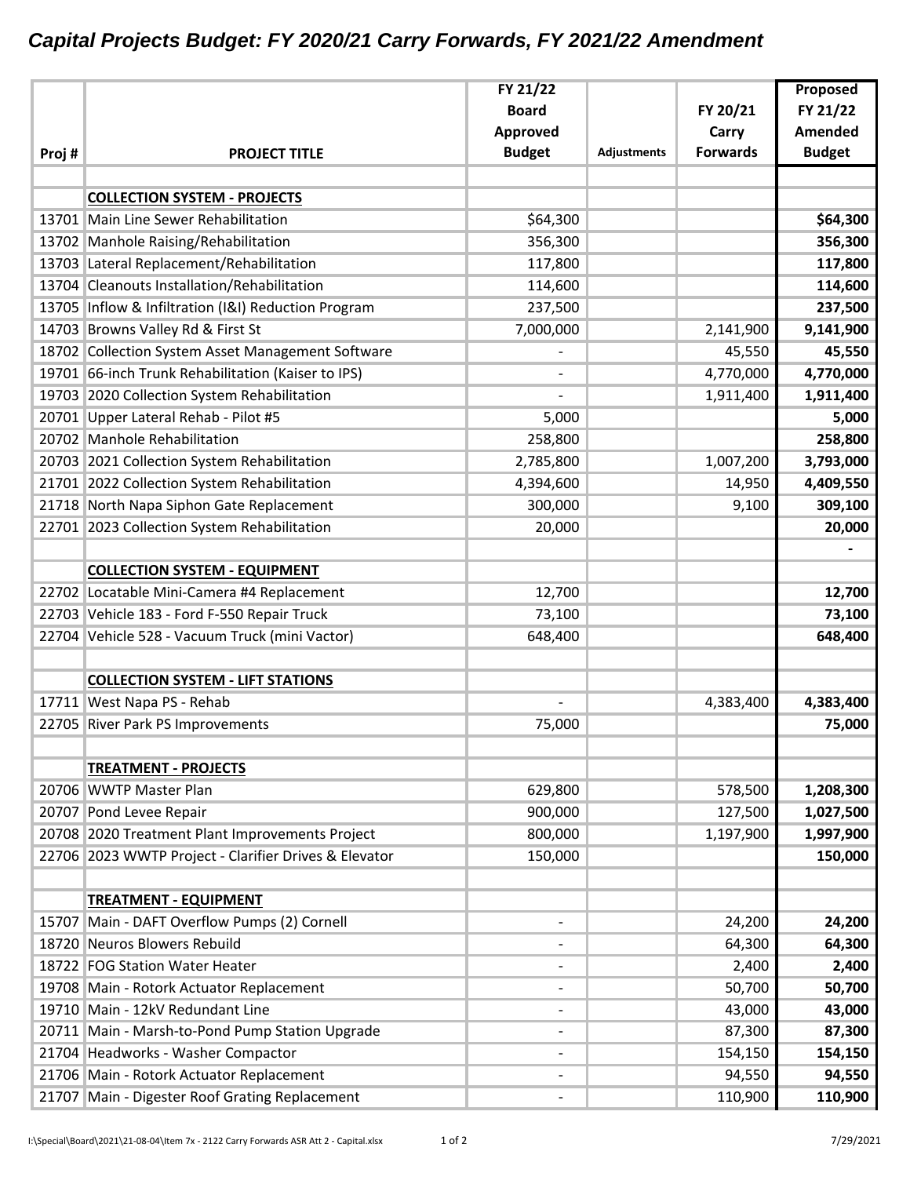# *Capital Projects Budget: FY 2020/21 Carry Forwards, FY 2021/22 Amendment*

| Proj # | PROJECT TITLE | FY 21/22 Board Approved Budget | Adjustments | FY 20/21 Carry Forwards | Proposed FY 21/22 Amended Budget |
|---|---|---|---|---|---|
| | **COLLECTION SYSTEM - PROJECTS** | | | | |
| 13701 | Main Line Sewer Rehabilitation | $64,300 | | | **$64,300** |
| 13702 | Manhole Raising/Rehabilitation | 356,300 | | | **356,300** |
| 13703 | Lateral Replacement/Rehabilitation | 117,800 | | | **117,800** |
| 13704 | Cleanouts Installation/Rehabilitation | 114,600 | | | **114,600** |
| 13705 | Inflow & Infiltration (I&I) Reduction Program | 237,500 | | | **237,500** |
| 14703 | Browns Valley Rd & First St | 7,000,000 | | 2,141,900 | **9,141,900** |
| 18702 | Collection System Asset Management Software | - | | 45,550 | **45,550** |
| 19701 | 66-inch Trunk Rehabilitation (Kaiser to IPS) | - | | 4,770,000 | **4,770,000** |
| 19703 | 2020 Collection System Rehabilitation | - | | 1,911,400 | **1,911,400** |
| 20701 | Upper Lateral Rehab - Pilot #5 | 5,000 | | | **5,000** |
| 20702 | Manhole Rehabilitation | 258,800 | | | **258,800** |
| 20703 | 2021 Collection System Rehabilitation | 2,785,800 | | 1,007,200 | **3,793,000** |
| 21701 | 2022 Collection System Rehabilitation | 4,394,600 | | 14,950 | **4,409,550** |
| 21718 | North Napa Siphon Gate Replacement | 300,000 | | 9,100 | **309,100** |
| 22701 | 2023 Collection System Rehabilitation | 20,000 | | | **20,000** |
| | | | | | **-** |
| | **COLLECTION SYSTEM - EQUIPMENT** | | | | |
| 22702 | Locatable Mini-Camera #4 Replacement | 12,700 | | | **12,700** |
| 22703 | Vehicle 183 - Ford F-550 Repair Truck | 73,100 | | | **73,100** |
| 22704 | Vehicle 528 - Vacuum Truck (mini Vactor) | 648,400 | | | **648,400** |
| | | | | | |
| | **COLLECTION SYSTEM - LIFT STATIONS** | | | | |
| 17711 | West Napa PS - Rehab | - | | 4,383,400 | **4,383,400** |
| 22705 | River Park PS Improvements | 75,000 | | | **75,000** |
| | | | | | |
| | **TREATMENT - PROJECTS** | | | | |
| 20706 | WWTP Master Plan | 629,800 | | 578,500 | **1,208,300** |
| 20707 | Pond Levee Repair | 900,000 | | 127,500 | **1,027,500** |
| 20708 | 2020 Treatment Plant Improvements Project | 800,000 | | 1,197,900 | **1,997,900** |
| 22706 | 2023 WWTP Project - Clarifier Drives & Elevator | 150,000 | | | **150,000** |
| | | | | | |
| | **TREATMENT - EQUIPMENT** | | | | |
| 15707 | Main - DAFT Overflow Pumps (2) Cornell | - | | 24,200 | **24,200** |
| 18720 | Neuros Blowers Rebuild | - | | 64,300 | **64,300** |
| 18722 | FOG Station Water Heater | - | | 2,400 | **2,400** |
| 19708 | Main - Rotork Actuator Replacement | - | | 50,700 | **50,700** |
| 19710 | Main - 12kV Redundant Line | - | | 43,000 | **43,000** |
| 20711 | Main - Marsh-to-Pond Pump Station Upgrade | - | | 87,300 | **87,300** |
| 21704 | Headworks - Washer Compactor | - | | 154,150 | **154,150** |
| 21706 | Main - Rotork Actuator Replacement | - | | 94,550 | **94,550** |
| 21707 | Main - Digester Roof Grating Replacement | - | | 110,900 | **110,900** |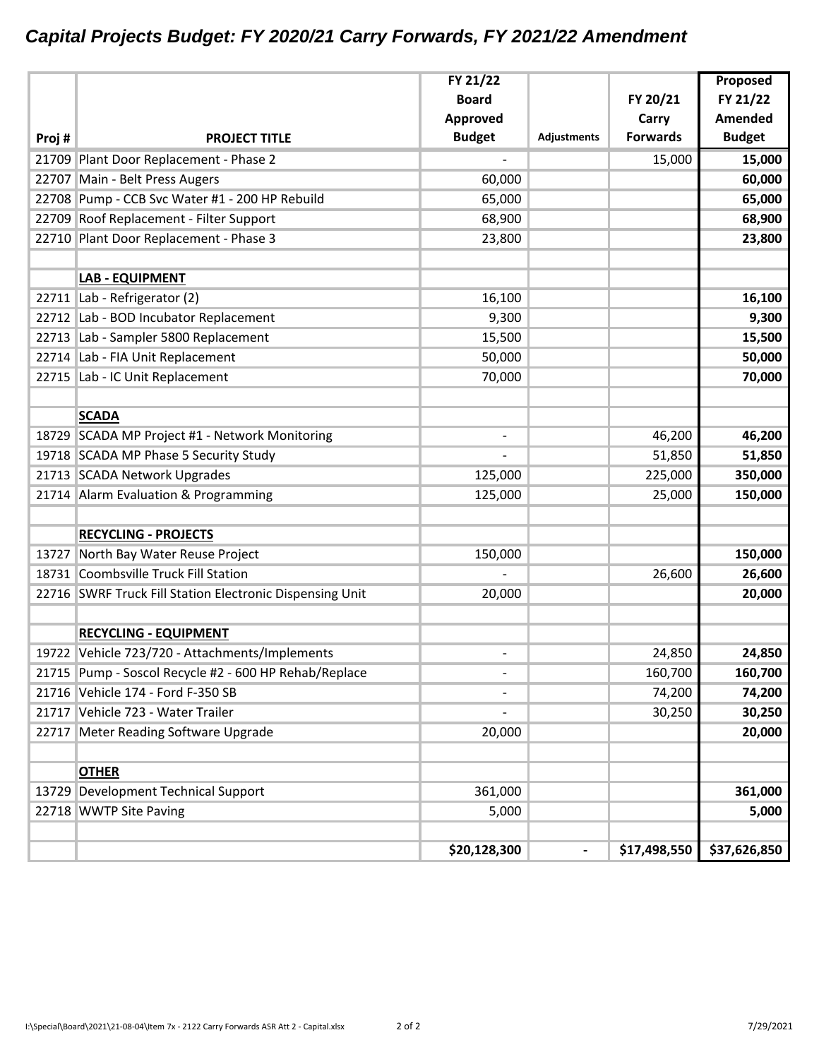# Capital Projects Budget: FY 2020/21 Carry Forwards, FY 2021/22 Amendment

| Proj # | PROJECT TITLE | FY 21/22 Board Approved Budget | Adjustments | FY 20/21 Carry Forwards | Proposed FY 21/22 Amended Budget |
|---|---|---|---|---|---|
| 21709 | Plant Door Replacement - Phase 2 | - | | 15,000 | **15,000** |
| 22707 | Main - Belt Press Augers | 60,000 | | | **60,000** |
| 22708 | Pump - CCB Svc Water #1 - 200 HP Rebuild | 65,000 | | | **65,000** |
| 22709 | Roof Replacement - Filter Support | 68,900 | | | **68,900** |
| 22710 | Plant Door Replacement - Phase 3 | 23,800 | | | **23,800** |
| | | | | | |
| | **LAB - EQUIPMENT** | | | | |
| 22711 | Lab - Refrigerator (2) | 16,100 | | | **16,100** |
| 22712 | Lab - BOD Incubator Replacement | 9,300 | | | **9,300** |
| 22713 | Lab - Sampler 5800 Replacement | 15,500 | | | **15,500** |
| 22714 | Lab - FIA Unit Replacement | 50,000 | | | **50,000** |
| 22715 | Lab - IC Unit Replacement | 70,000 | | | **70,000** |
| | | | | | |
| | **SCADA** | | | | |
| 18729 | SCADA MP Project #1 - Network Monitoring | - | | 46,200 | **46,200** |
| 19718 | SCADA MP Phase 5 Security Study | - | | 51,850 | **51,850** |
| 21713 | SCADA Network Upgrades | 125,000 | | 225,000 | **350,000** |
| 21714 | Alarm Evaluation & Programming | 125,000 | | 25,000 | **150,000** |
| | | | | | |
| | **RECYCLING - PROJECTS** | | | | |
| 13727 | North Bay Water Reuse Project | 150,000 | | | **150,000** |
| 18731 | Coombsville Truck Fill Station | - | | 26,600 | **26,600** |
| 22716 | SWRF Truck Fill Station Electronic Dispensing Unit | 20,000 | | | **20,000** |
| | | | | | |
| | **RECYCLING - EQUIPMENT** | | | | |
| 19722 | Vehicle 723/720 - Attachments/Implements | - | | 24,850 | **24,850** |
| 21715 | Pump - Soscol Recycle #2 - 600 HP Rehab/Replace | - | | 160,700 | **160,700** |
| 21716 | Vehicle 174 - Ford F-350 SB | - | | 74,200 | **74,200** |
| 21717 | Vehicle 723 - Water Trailer | - | | 30,250 | **30,250** |
| 22717 | Meter Reading Software Upgrade | 20,000 | | | **20,000** |
| | | | | | |
| | **OTHER** | | | | |
| 13729 | Development Technical Support | 361,000 | | | **361,000** |
| 22718 | WWTP Site Paving | 5,000 | | | **5,000** |
| | | | | | |
| | | **$20,128,300** | **-** | **$17,498,550** | **$37,626,850** |

I:\Special\Board\2021\21-08-04\Item 7x - 2122 Carry Forwards ASR Att 2 - Capital.xlsx 7/29/2021